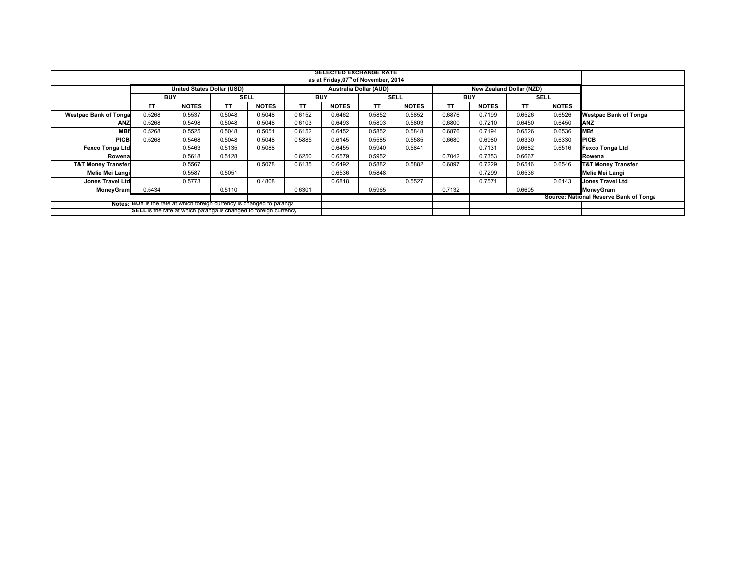## SELECTED EXCHANGE RATE

as at Friday,07th of November, 2014

| | United States Dollar (USD) | | | | Australia Dollar (AUD) | | | | New Zealand Dollar (NZD) | | | | |
|---|---|---|---|---|---|---|---|---|---|---|---|---|---|
| | BUY | | SELL | | BUY | | SELL | | BUY | | SELL | | |
| | TT | NOTES | TT | NOTES | TT | NOTES | TT | NOTES | TT | NOTES | TT | NOTES | |
| Westpac Bank of Tonga | 0.5268 | 0.5537 | 0.5048 | 0.5048 | 0.6152 | 0.6462 | 0.5852 | 0.5852 | 0.6876 | 0.7199 | 0.6526 | 0.6526 | Westpac Bank of Tonga |
| ANZ | 0.5268 | 0.5498 | 0.5048 | 0.5048 | 0.6103 | 0.6493 | 0.5803 | 0.5803 | 0.6800 | 0.7210 | 0.6450 | 0.6450 | ANZ |
| MBf | 0.5268 | 0.5525 | 0.5048 | 0.5051 | 0.6152 | 0.6452 | 0.5852 | 0.5848 | 0.6876 | 0.7194 | 0.6526 | 0.6536 | MBf |
| PICB | 0.5268 | 0.5468 | 0.5048 | 0.5048 | 0.5885 | 0.6145 | 0.5585 | 0.5585 | 0.6680 | 0.6980 | 0.6330 | 0.6330 | PICB |
| Fexco Tonga Ltd | | 0.5463 | 0.5135 | 0.5088 | | 0.6455 | 0.5940 | 0.5841 | | 0.7131 | 0.6682 | 0.6516 | Fexco Tonga Ltd |
| Rowena | | 0.5618 | 0.5128 | | 0.6250 | 0.6579 | 0.5952 | | 0.7042 | 0.7353 | 0.6667 | | Rowena |
| T&T Money Transfer | | 0.5567 | | 0.5078 | 0.6135 | 0.6492 | 0.5882 | 0.5882 | 0.6897 | 0.7229 | 0.6546 | 0.6546 | T&T Money Transfer |
| Melie Mei Langi | | 0.5587 | 0.5051 | | | 0.6536 | 0.5848 | | | 0.7299 | 0.6536 | | Melie Mei Langi |
| Jones Travel Ltd | | 0.5773 | | 0.4808 | | 0.6818 | | 0.5527 | | 0.7571 | | 0.6143 | Jones Travel Ltd |
| MoneyGram | 0.5434 | | 0.5110 | | 0.6301 | | 0.5965 | | 0.7132 | | 0.6605 | | MoneyGram |

Source: National Reserve Bank of Tonga

Notes: **BUY** is the rate at which foreign currency is changed to pa'anga

**SELL** is the rate at which pa'anga is changed to foreign currency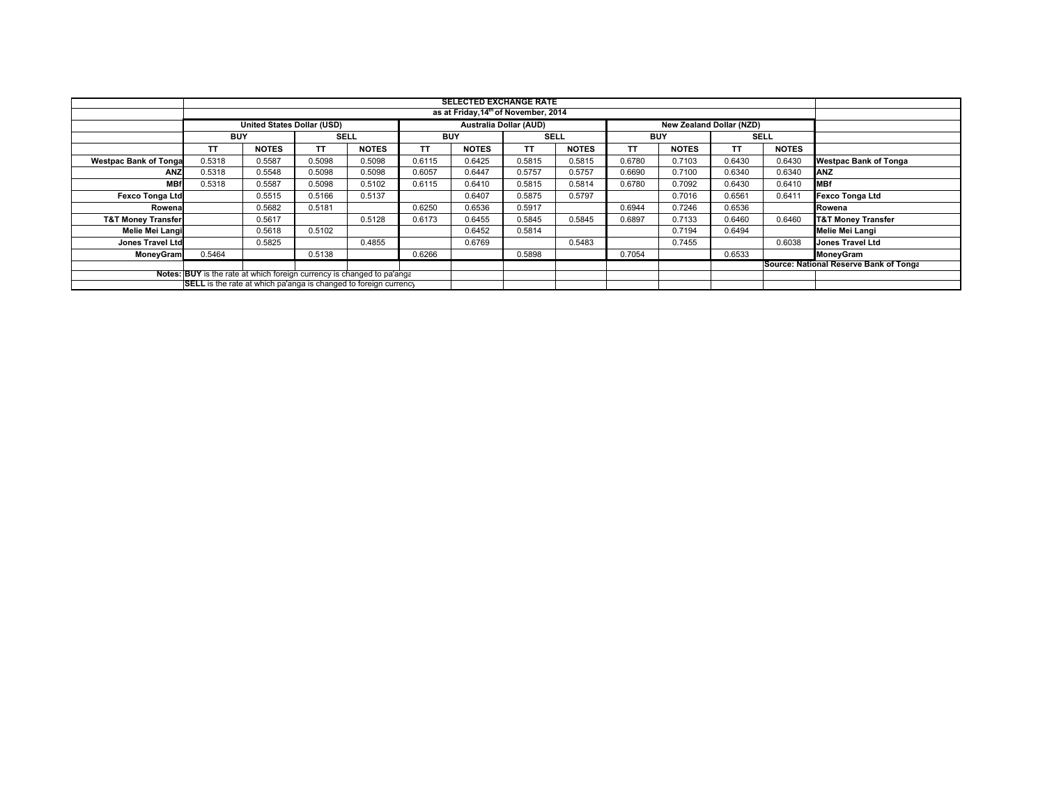| | SELECTED EXCHANGE RATE | | | | | | | | | | | | |
|---|---|---|---|---|---|---|---|---|---|---|---|---|---|
| | as at Friday,14th of November, 2014 | | | | | | | | | | | | |
| | United States Dollar (USD) | | | | Australia Dollar (AUD) | | | | New Zealand Dollar (NZD) | | | | |
| | BUY | | SELL | | BUY | | SELL | | BUY | | SELL | | |
| | TT | NOTES | TT | NOTES | TT | NOTES | TT | NOTES | TT | NOTES | TT | NOTES | |
| Westpac Bank of Tonga | 0.5318 | 0.5587 | 0.5098 | 0.5098 | 0.6115 | 0.6425 | 0.5815 | 0.5815 | 0.6780 | 0.7103 | 0.6430 | 0.6430 | Westpac Bank of Tonga |
| ANZ | 0.5318 | 0.5548 | 0.5098 | 0.5098 | 0.6057 | 0.6447 | 0.5757 | 0.5757 | 0.6690 | 0.7100 | 0.6340 | 0.6340 | ANZ |
| MBf | 0.5318 | 0.5587 | 0.5098 | 0.5102 | 0.6115 | 0.6410 | 0.5815 | 0.5814 | 0.6780 | 0.7092 | 0.6430 | 0.6410 | MBf |
| Fexco Tonga Ltd | | 0.5515 | 0.5166 | 0.5137 | | 0.6407 | 0.5875 | 0.5797 | | 0.7016 | 0.6561 | 0.6411 | Fexco Tonga Ltd |
| Rowena | | 0.5682 | 0.5181 | | 0.6250 | 0.6536 | 0.5917 | | 0.6944 | 0.7246 | 0.6536 | | Rowena |
| T&T Money Transfer | | 0.5617 | | 0.5128 | 0.6173 | 0.6455 | 0.5845 | 0.5845 | 0.6897 | 0.7133 | 0.6460 | 0.6460 | T&T Money Transfer |
| Melie Mei Langi | | 0.5618 | 0.5102 | | | 0.6452 | 0.5814 | | | 0.7194 | 0.6494 | | Melie Mei Langi |
| Jones Travel Ltd | | 0.5825 | | 0.4855 | | 0.6769 | | 0.5483 | | 0.7455 | | 0.6038 | Jones Travel Ltd |
| MoneyGram | 0.5464 | | 0.5138 | | 0.6266 | | 0.5898 | | 0.7054 | | 0.6533 | | MoneyGram |
| | | | | | | | | | | | | | Source: National Reserve Bank of Tonga |
| Notes: | BUY is the rate at which foreign currency is changed to pa'anga | | | | | | | | | | | | |
| | SELL is the rate at which pa'anga is changed to foreign currency | | | | | | | | | | | | |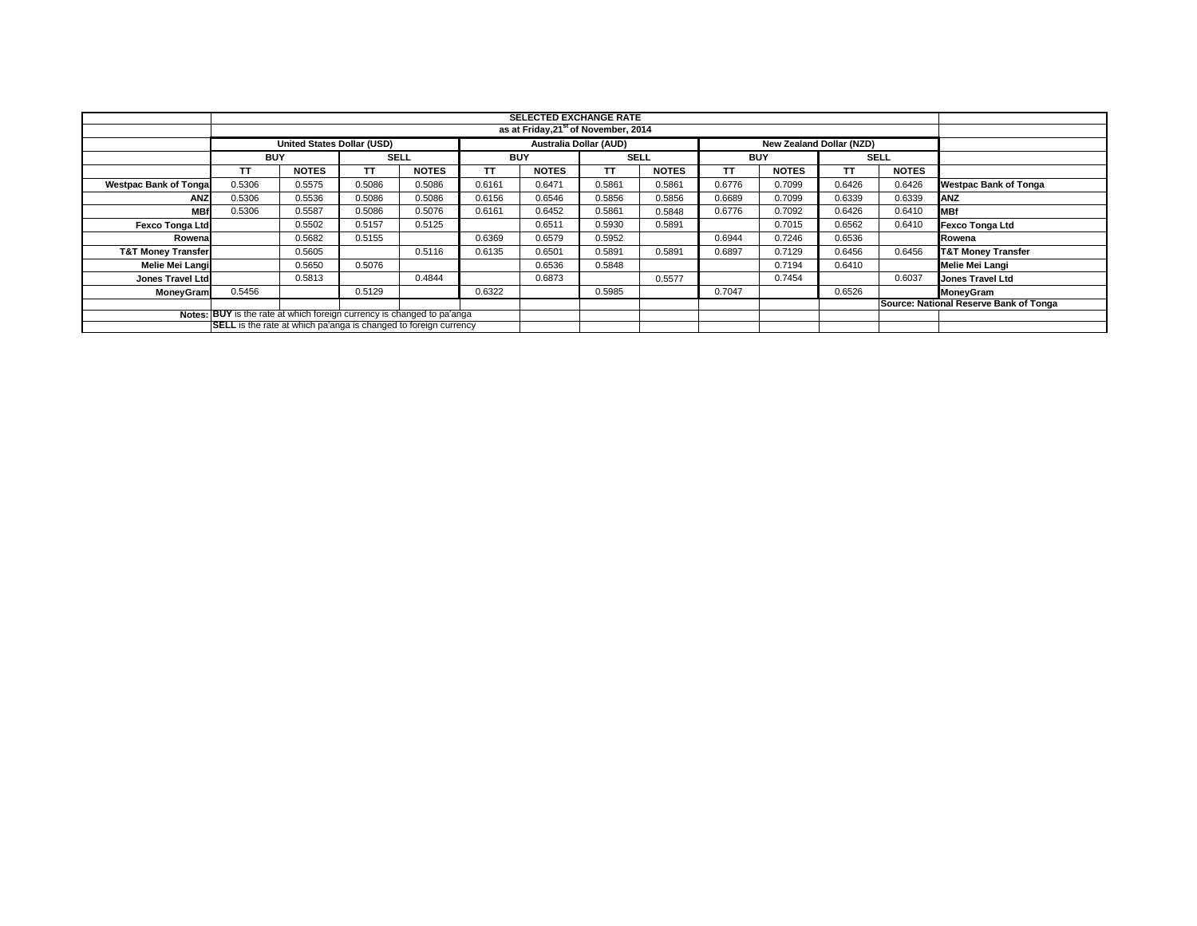| | SELECTED EXCHANGE RATE | | | | | | | | | | | | |
|---|---|---|---|---|---|---|---|---|---|---|---|---|---|
| | as at Friday,21st of November, 2014 | | | | | | | | | | | | |
| | United States Dollar (USD) | | | | Australia Dollar (AUD) | | | | New Zealand Dollar (NZD) | | | | |
| | BUY | | SELL | | BUY | | SELL | | BUY | | SELL | | |
| | TT | NOTES | TT | NOTES | TT | NOTES | TT | NOTES | TT | NOTES | TT | NOTES | |
| **Westpac Bank of Tonga** | 0.5306 | 0.5575 | 0.5086 | 0.5086 | 0.6161 | 0.6471 | 0.5861 | 0.5861 | 0.6776 | 0.7099 | 0.6426 | 0.6426 | **Westpac Bank of Tonga** |
| **ANZ** | 0.5306 | 0.5536 | 0.5086 | 0.5086 | 0.6156 | 0.6546 | 0.5856 | 0.5856 | 0.6689 | 0.7099 | 0.6339 | 0.6339 | **ANZ** |
| **MBf** | 0.5306 | 0.5587 | 0.5086 | 0.5076 | 0.6161 | 0.6452 | 0.5861 | 0.5848 | 0.6776 | 0.7092 | 0.6426 | 0.6410 | **MBf** |
| **Fexco Tonga Ltd** | | 0.5502 | 0.5157 | 0.5125 | | 0.6511 | 0.5930 | 0.5891 | | 0.7015 | 0.6562 | 0.6410 | **Fexco Tonga Ltd** |
| **Rowena** | | 0.5682 | 0.5155 | | 0.6369 | 0.6579 | 0.5952 | | 0.6944 | 0.7246 | 0.6536 | | **Rowena** |
| **T&T Money Transfer** | | 0.5605 | | 0.5116 | 0.6135 | 0.6501 | 0.5891 | 0.5891 | 0.6897 | 0.7129 | 0.6456 | 0.6456 | **T&T Money Transfer** |
| **Melie Mei Langi** | | 0.5650 | 0.5076 | | | 0.6536 | 0.5848 | | | 0.7194 | 0.6410 | | **Melie Mei Langi** |
| **Jones Travel Ltd** | | 0.5813 | | 0.4844 | | 0.6873 | | 0.5577 | | 0.7454 | | 0.6037 | **Jones Travel Ltd** |
| **MoneyGram** | 0.5456 | | 0.5129 | | 0.6322 | | 0.5985 | | 0.7047 | | 0.6526 | | **MoneyGram** |
| | | | | | | | | | | | | **Source: National Reserve Bank of Tonga** | |
| **Notes:** | **BUY** is the rate at which foreign currency is changed to pa'anga | | | | | | | | | | | | |
| | **SELL** is the rate at which pa'anga is changed to foreign currency | | | | | | | | | | | | |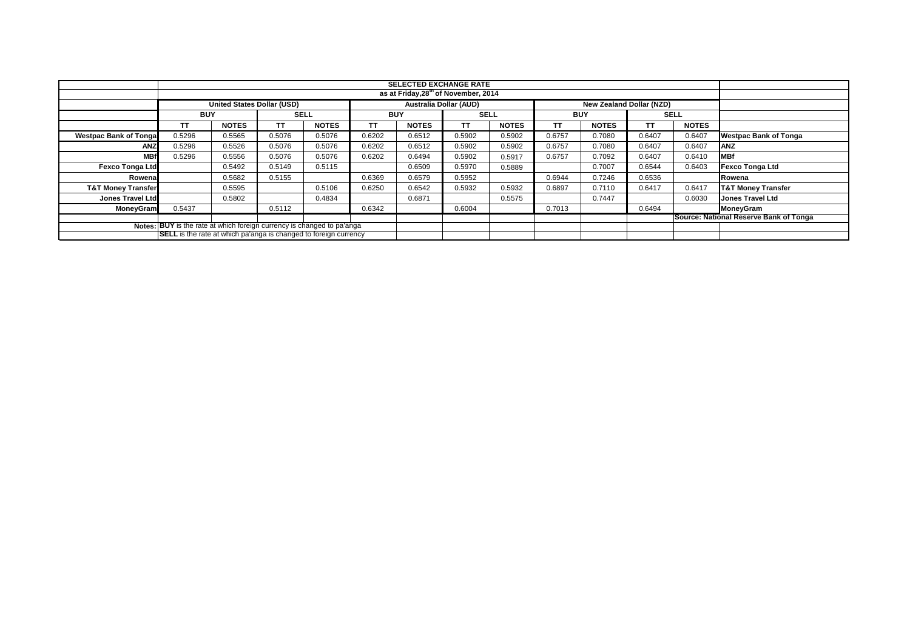| | SELECTED EXCHANGE RATE | | | | | | | | | | | | |
|---|---|---|---|---|---|---|---|---|---|---|---|---|---|
| | as at Friday,28th of November, 2014 | | | | | | | | | | | | |
| | United States Dollar (USD) | | | | Australia Dollar (AUD) | | | | New Zealand Dollar (NZD) | | | | |
| | BUY | | SELL | | BUY | | SELL | | BUY | | SELL | | |
| | TT | NOTES | TT | NOTES | TT | NOTES | TT | NOTES | TT | NOTES | TT | NOTES | |
| Westpac Bank of Tonga | 0.5296 | 0.5565 | 0.5076 | 0.5076 | 0.6202 | 0.6512 | 0.5902 | 0.5902 | 0.6757 | 0.7080 | 0.6407 | 0.6407 | Westpac Bank of Tonga |
| ANZ | 0.5296 | 0.5526 | 0.5076 | 0.5076 | 0.6202 | 0.6512 | 0.5902 | 0.5902 | 0.6757 | 0.7080 | 0.6407 | 0.6407 | ANZ |
| MBf | 0.5296 | 0.5556 | 0.5076 | 0.5076 | 0.6202 | 0.6494 | 0.5902 | 0.5917 | 0.6757 | 0.7092 | 0.6407 | 0.6410 | MBf |
| Fexco Tonga Ltd | | 0.5492 | 0.5149 | 0.5115 | | 0.6509 | 0.5970 | 0.5889 | | 0.7007 | 0.6544 | 0.6403 | Fexco Tonga Ltd |
| Rowena | | 0.5682 | 0.5155 | | 0.6369 | 0.6579 | 0.5952 | | 0.6944 | 0.7246 | 0.6536 | | Rowena |
| T&T Money Transfer | | 0.5595 | | 0.5106 | 0.6250 | 0.6542 | 0.5932 | 0.5932 | 0.6897 | 0.7110 | 0.6417 | 0.6417 | T&T Money Transfer |
| Jones Travel Ltd | | 0.5802 | | 0.4834 | | 0.6871 | | 0.5575 | | 0.7447 | | 0.6030 | Jones Travel Ltd |
| MoneyGram | 0.5437 | | 0.5112 | | 0.6342 | | 0.6004 | | 0.7013 | | 0.6494 | | MoneyGram |
| | | | | | | | | | | | | | Source: National Reserve Bank of Tonga |
| Notes: | **BUY** is the rate at which foreign currency is changed to pa'anga | | | | | | | | | | | | |
| | **SELL** is the rate at which pa'anga is changed to foreign currency | | | | | | | | | | | | |